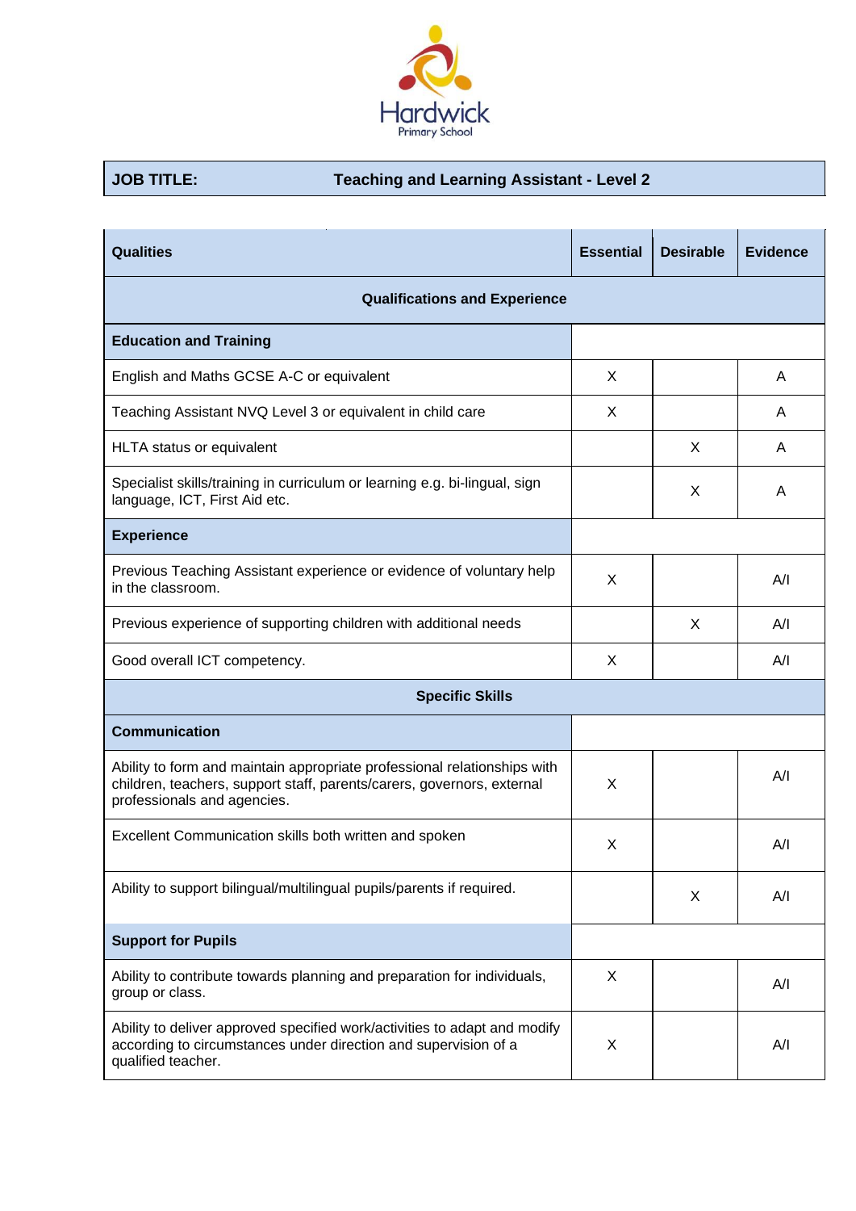Hardwick
Primary School

| JOB TITLE: | Teaching and Learning Assistant - Level 2 |
|---|---|

| Qualities | Essential | Desirable | Evidence |
|---|---|---|---|
| **Qualifications and Experience** | | | |
| **Education and Training** | | | |
| English and Maths GCSE A-C or equivalent | X | | A |
| Teaching Assistant NVQ Level 3 or equivalent in child care | X | | A |
| HLTA status or equivalent | | X | A |
| Specialist skills/training in curriculum or learning e.g. bi-lingual, sign language, ICT, First Aid etc. | | X | A |
| **Experience** | | | |
| Previous Teaching Assistant experience or evidence of voluntary help in the classroom. | X | | A/I |
| Previous experience of supporting children with additional needs | | X | A/I |
| Good overall ICT competency. | X | | A/I |
| **Specific Skills** | | | |
| **Communication** | | | |
| Ability to form and maintain appropriate professional relationships with children, teachers, support staff, parents/carers, governors, external professionals and agencies. | X | | A/I |
| Excellent Communication skills both written and spoken | X | | A/I |
| Ability to support bilingual/multilingual pupils/parents if required. | | X | A/I |
| **Support for Pupils** | | | |
| Ability to contribute towards planning and preparation for individuals, group or class. | X | | A/I |
| Ability to deliver approved specified work/activities to adapt and modify according to circumstances under direction and supervision of a qualified teacher. | X | | A/I |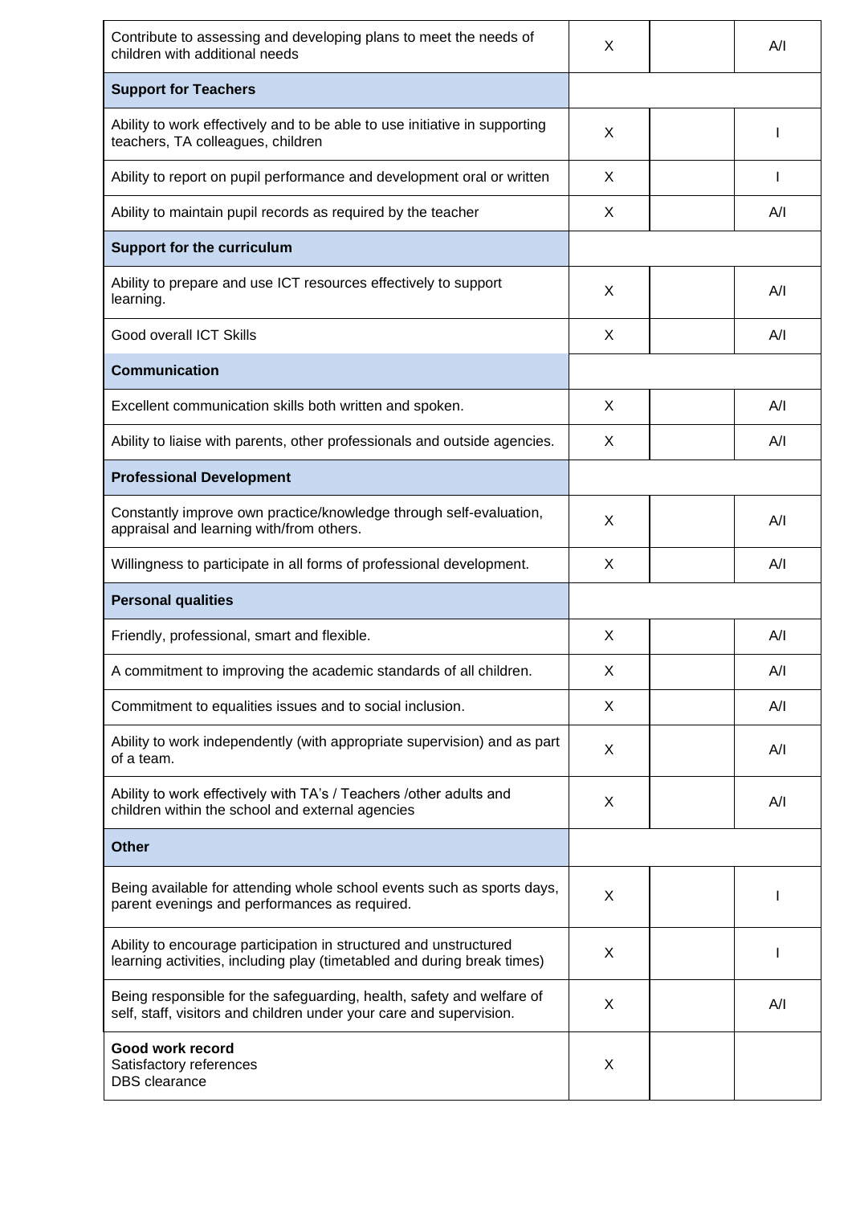| | | | |
|---|---|---|---|
| Contribute to assessing and developing plans to meet the needs of children with additional needs | X | | A/I |
| **Support for Teachers** | | | |
| Ability to work effectively and to be able to use initiative in supporting teachers, TA colleagues, children | X | | I |
| Ability to report on pupil performance and development oral or written | X | | I |
| Ability to maintain pupil records as required by the teacher | X | | A/I |
| **Support for the curriculum** | | | |
| Ability to prepare and use ICT resources effectively to support learning. | X | | A/I |
| Good overall ICT Skills | X | | A/I |
| **Communication** | | | |
| Excellent communication skills both written and spoken. | X | | A/I |
| Ability to liaise with parents, other professionals and outside agencies. | X | | A/I |
| **Professional Development** | | | |
| Constantly improve own practice/knowledge through self-evaluation, appraisal and learning with/from others. | X | | A/I |
| Willingness to participate in all forms of professional development. | X | | A/I |
| **Personal qualities** | | | |
| Friendly, professional, smart and flexible. | X | | A/I |
| A commitment to improving the academic standards of all children. | X | | A/I |
| Commitment to equalities issues and to social inclusion. | X | | A/I |
| Ability to work independently (with appropriate supervision) and as part of a team. | X | | A/I |
| Ability to work effectively with TA's / Teachers /other adults and children within the school and external agencies | X | | A/I |
| **Other** | | | |
| Being available for attending whole school events such as sports days, parent evenings and performances as required. | X | | I |
| Ability to encourage participation in structured and unstructured learning activities, including play (timetabled and during break times) | X | | I |
| Being responsible for the safeguarding, health, safety and welfare of self, staff, visitors and children under your care and supervision. | X | | A/I |
| **Good work record**<br>Satisfactory references<br>DBS clearance | X | | |